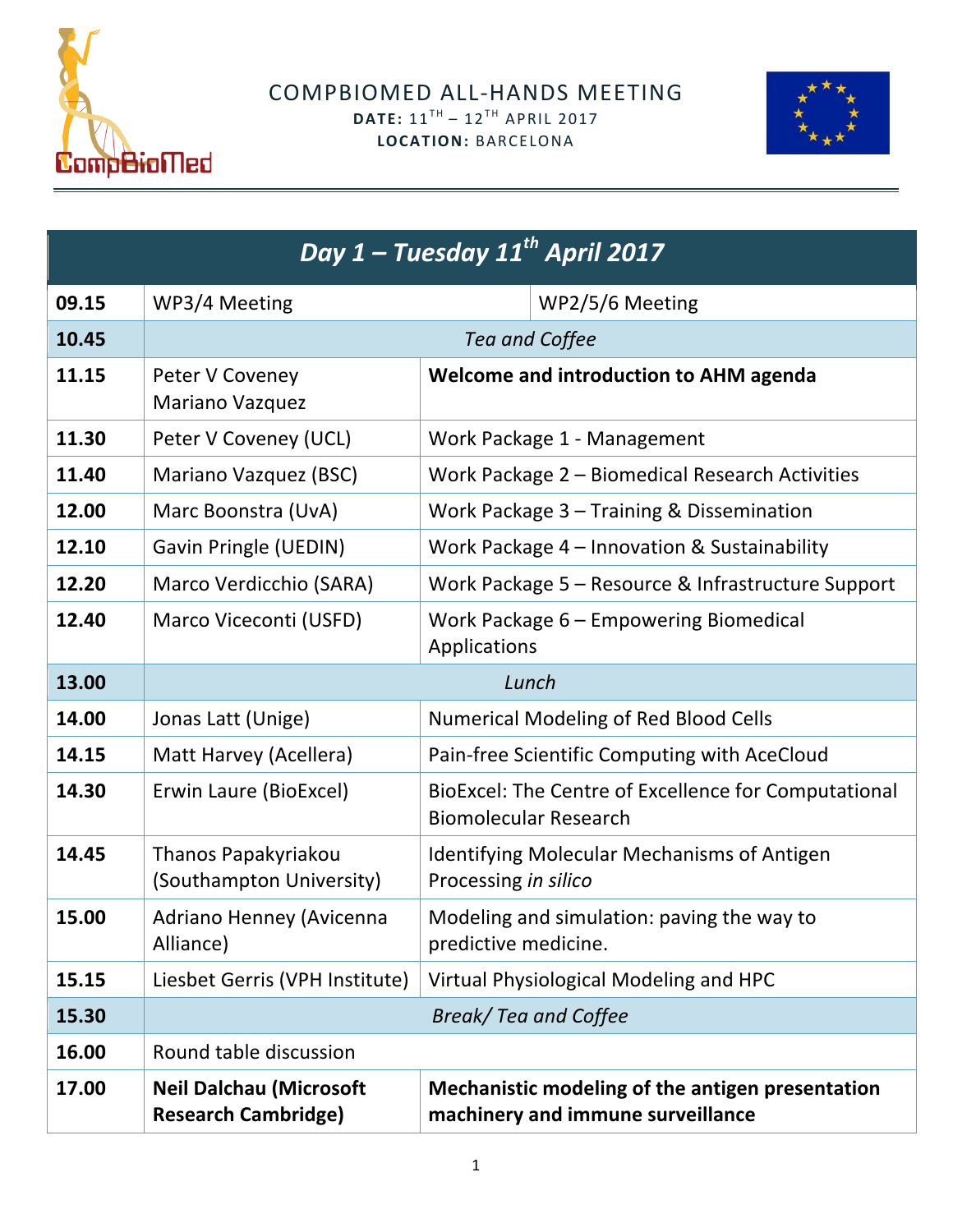# COMPBIOMED ALL-HANDS MEETING

**DATE:** 11TH – 12TH APRIL 2017

**LOCATION:** BARCELONA

| ***Day 1 – Tuesday 11th April 2017*** | | |
|---|---|---|
| **09.15** | WP3/4 Meeting | WP2/5/6 Meeting |
| **10.45** | *Tea and Coffee* | |
| **11.15** | Peter V Coveney<br>Mariano Vazquez | **Welcome and introduction to AHM agenda** |
| **11.30** | Peter V Coveney (UCL) | Work Package 1 - Management |
| **11.40** | Mariano Vazquez (BSC) | Work Package 2 – Biomedical Research Activities |
| **12.00** | Marc Boonstra (UvA) | Work Package 3 – Training & Dissemination |
| **12.10** | Gavin Pringle (UEDIN) | Work Package 4 – Innovation & Sustainability |
| **12.20** | Marco Verdicchio (SARA) | Work Package 5 – Resource & Infrastructure Support |
| **12.40** | Marco Viceconti (USFD) | Work Package 6 – Empowering Biomedical Applications |
| **13.00** | *Lunch* | |
| **14.00** | Jonas Latt (Unige) | Numerical Modeling of Red Blood Cells |
| **14.15** | Matt Harvey (Acellera) | Pain-free Scientific Computing with AceCloud |
| **14.30** | Erwin Laure (BioExcel) | BioExcel: The Centre of Excellence for Computational Biomolecular Research |
| **14.45** | Thanos Papakyriakou (Southampton University) | Identifying Molecular Mechanisms of Antigen Processing *in silico* |
| **15.00** | Adriano Henney (Avicenna Alliance) | Modeling and simulation: paving the way to predictive medicine. |
| **15.15** | Liesbet Gerris (VPH Institute) | Virtual Physiological Modeling and HPC |
| **15.30** | *Break/ Tea and Coffee* | |
| **16.00** | Round table discussion | |
| **17.00** | **Neil Dalchau (Microsoft Research Cambridge)** | **Mechanistic modeling of the antigen presentation machinery and immune surveillance** |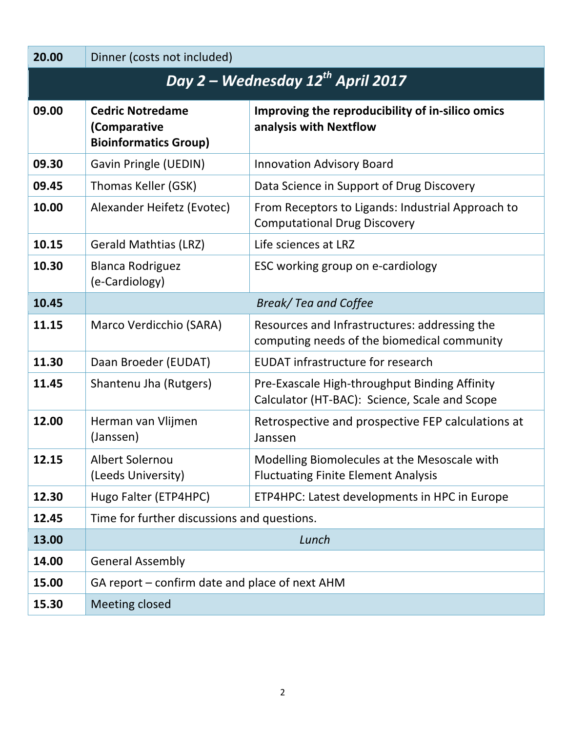| | | |
|---|---|---|
| **20.00** | Dinner (costs not included) | |

## *Day 2 – Wednesday 12th April 2017*

| | | |
|---|---|---|
| **09.00** | **Cedric Notredame (Comparative Bioinformatics Group)** | **Improving the reproducibility of in-silico omics analysis with Nextflow** |
| **09.30** | Gavin Pringle (UEDIN) | Innovation Advisory Board |
| **09.45** | Thomas Keller (GSK) | Data Science in Support of Drug Discovery |
| **10.00** | Alexander Heifetz (Evotec) | From Receptors to Ligands: Industrial Approach to Computational Drug Discovery |
| **10.15** | Gerald Mathtias (LRZ) | Life sciences at LRZ |
| **10.30** | Blanca Rodriguez (e-Cardiology) | ESC working group on e-cardiology |
| **10.45** | *Break/ Tea and Coffee* | |
| **11.15** | Marco Verdicchio (SARA) | Resources and Infrastructures: addressing the computing needs of the biomedical community |
| **11.30** | Daan Broeder (EUDAT) | EUDAT infrastructure for research |
| **11.45** | Shantenu Jha (Rutgers) | Pre-Exascale High-throughput Binding Affinity Calculator (HT-BAC): Science, Scale and Scope |
| **12.00** | Herman van Vlijmen (Janssen) | Retrospective and prospective FEP calculations at Janssen |
| **12.15** | Albert Solernou (Leeds University) | Modelling Biomolecules at the Mesoscale with Fluctuating Finite Element Analysis |
| **12.30** | Hugo Falter (ETP4HPC) | ETP4HPC: Latest developments in HPC in Europe |
| **12.45** | Time for further discussions and questions. | |
| **13.00** | *Lunch* | |
| **14.00** | General Assembly | |
| **15.00** | GA report – confirm date and place of next AHM | |
| **15.30** | Meeting closed | |